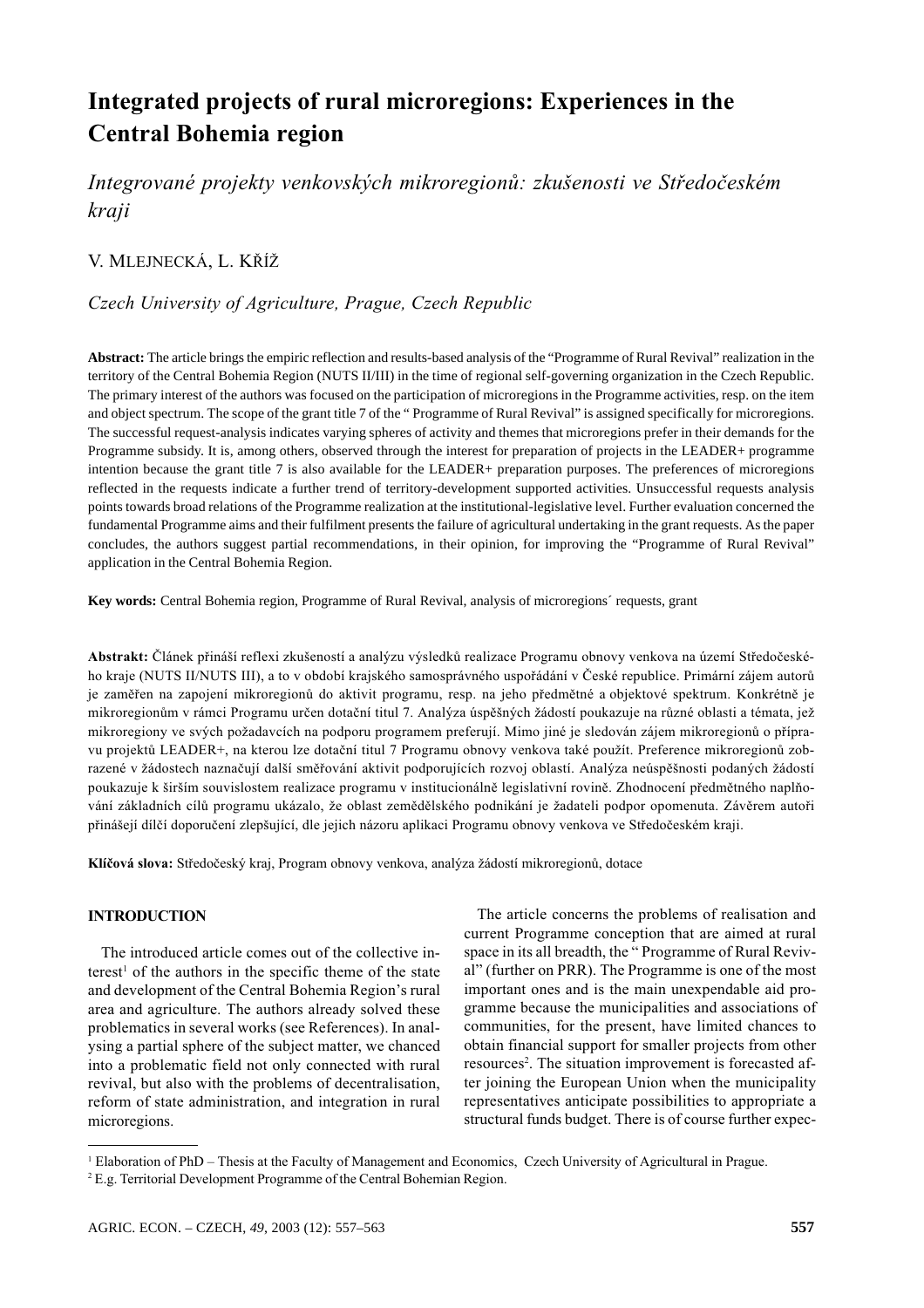# Integrated projects of rural microregions: Experiences in the Central Bohemia region

*Integrované projekty venkovských mikroregionů: zkušenosti ve Středočeském kraji*

V. MLEJNECKÁ, L. KŘÍŽ

*Czech University of Agriculture, Prague, Czech Republic*

**Abstract:** The article brings the empiric reflection and results-based analysis of the "Programme of Rural Revival" realization in the territory of the Central Bohemia Region (NUTS II/III) in the time of regional self-governing organization in the Czech Republic. The primary interest of the authors was focused on the participation of microregions in the Programme activities, resp. on the item and object spectrum. The scope of the grant title 7 of the " Programme of Rural Revival" is assigned specifically for microregions. The successful request-analysis indicates varying spheres of activity and themes that microregions prefer in their demands for the Programme subsidy. It is, among others, observed through the interest for preparation of projects in the LEADER+ programme intention because the grant title 7 is also available for the LEADER+ preparation purposes. The preferences of microregions reflected in the requests indicate a further trend of territory-development supported activities. Unsuccessful requests analysis points towards broad relations of the Programme realization at the institutional-legislative level. Further evaluation concerned the fundamental Programme aims and their fulfilment presents the failure of agricultural undertaking in the grant requests. As the paper concludes, the authors suggest partial recommendations, in their opinion, for improving the "Programme of Rural Revival" application in the Central Bohemia Region.

**Key words:** Central Bohemia region, Programme of Rural Revival, analysis of microregions´ requests, grant

**Abstrakt:** Článek přináší reflexi zkušeností a analýzu výsledků realizace Programu obnovy venkova na území Středočeského kraje (NUTS II/NUTS III), a to v období krajského samosprávného uspořádání v České republice. Primární zájem autorů je zaměřen na zapojení mikroregionů do aktivit programu, resp. na jeho předmětné a objektové spektrum. Konkrétně je mikroregionům v rámci Programu obnovy venkova určen dotační titul 7. Analýza úspěšných žádostí poukazuje na různé oblasti a témata, jež mikroregiony ve svých požadavcích na podporu programem preferují. Mimo jiné je sledován zájem mikroregionů o přípravu projektů LEADER+, na kterou lze dotační titul 7 Programu obnovy venkova také použít. Preference mikroregionů zobrazené v žádostech naznačují další směřování aktivit podporujících rozvoj oblastí. Analýza neúspěšnosti podaných žádostí poukazuje k širším souvislostem realizace programu v institucionálně legislativní rovině. Zhodnocení předmětného naplňování základních cílů programu ukázalo, že oblast zemědělského podnikání je žadateli podpor opomenuta. Závěrem autoři přinášejí dílčí doporučení zlepšující, dle jejich názoru aplikaci Programu obnovy venkova ve Středočeském kraji.

**Klíčová slova:** Středočeský kraj, Program obnovy venkova, analýza žádostí mikroregionů, dotace

## INTRODUCTION

The introduced article comes out of the collective interest[1] of the authors in the specific theme of the state and development of the Central Bohemia Region's rural area and agriculture. The authors already solved these problematics in several works (see References). In analysing a partial sphere of the subject matter, we chanced into a problematic field not only connected with rural revival, but also with the problems of decentralisation, reform of state administration, and integration in rural microregions.

The article concerns the problems of realisation and current Programme conception that are aimed at rural space in its all breadth, the " Programme of Rural Revival" (further on PRR). The Programme is one of the most important ones and is the main unexpendable aid programme because the municipalities and associations of communities, for the present, have limited chances to obtain financial support for smaller projects from other resources[2]. The situation improvement is forecasted after joining the European Union when the municipality representatives anticipate possibilities to appropriate a structural funds budget. There is of course further expec-

---

[1] Elaboration of PhD – Thesis at the Faculty of Management and Economics, Czech University of Agricultural in Prague.

[2] E.g. Territorial Development Programme of the Central Bohemian Region.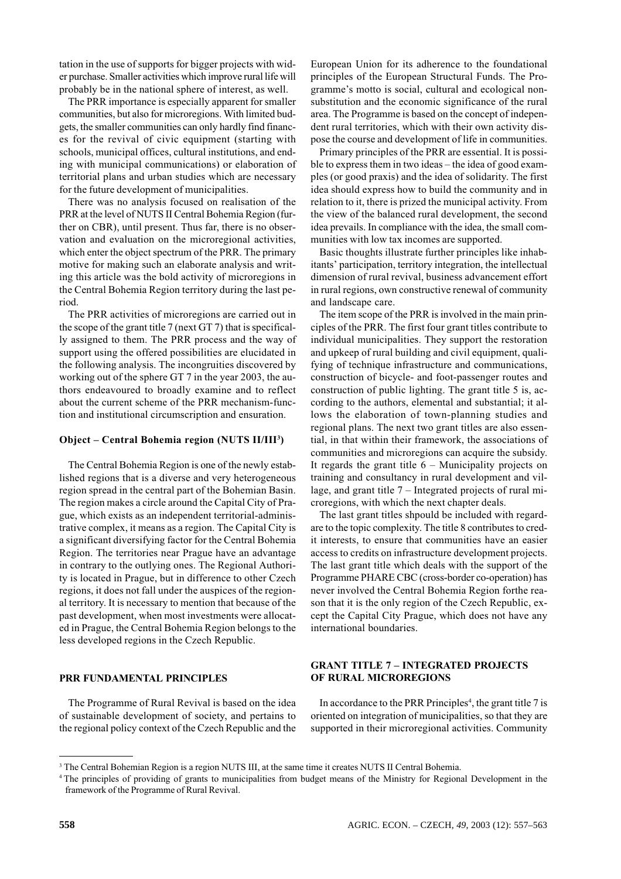tation in the use of supports for bigger projects with wider purchase. Smaller activities which improve rural life will probably be in the national sphere of interest, as well.

The PRR importance is especially apparent for smaller communities, but also for microregions. With limited budgets, the smaller communities can only hardly find finances for the revival of civic equipment (starting with schools, municipal offices, cultural institutions, and ending with municipal communications) or elaboration of territorial plans and urban studies which are necessary for the future development of municipalities.

There was no analysis focused on realisation of the PRR at the level of NUTS II Central Bohemia Region (further on CBR), until present. Thus far, there is no observation and evaluation on the microregional activities, which enter the object spectrum of the PRR. The primary motive for making such an elaborate analysis and writing this article was the bold activity of microregions in the Central Bohemia Region territory during the last period.

The PRR activities of microregions are carried out in the scope of the grant title 7 (next GT 7) that is specifically assigned to them. The PRR process and the way of support using the offered possibilities are elucidated in the following analysis. The incongruities discovered by working out of the sphere GT 7 in the year 2003, the authors endeavoured to broadly examine and to reflect about the current scheme of the PRR mechanism-function and institutional circumscription and ensuration.

### Object – Central Bohemia region (NUTS II/III[3])

The Central Bohemia Region is one of the newly established regions that is a diverse and very heterogeneous region spread in the central part of the Bohemian Basin. The region makes a circle around the Capital City of Prague, which exists as an independent territorial-administrative complex, it means as a region. The Capital City is a significant diversifying factor for the Central Bohemia Region. The territories near Prague have an advantage in contrary to the outlying ones. The Regional Authority is located in Prague, but in difference to other Czech regions, it does not fall under the auspices of the regional territory. It is necessary to mention that because of the past development, when most investments were allocated in Prague, the Central Bohemia Region belongs to the less developed regions in the Czech Republic.

### PRR FUNDAMENTAL PRINCIPLES

The Programme of Rural Revival is based on the idea of sustainable development of society, and pertains to the regional policy context of the Czech Republic and the European Union for its adherence to the foundational principles of the European Structural Funds. The Programme's motto is social, cultural and ecological nonsubstitution and the economic significance of the rural area. The Programme is based on the concept of independent rural territories, which with their own activity dispose the course and development of life in communities.

Primary principles of the PRR are essential. It is possible to express them in two ideas – the idea of good examples (or good praxis) and the idea of solidarity. The first idea should express how to build the community and in relation to it, there is prized the municipal activity. From the view of the balanced rural development, the second idea prevails. In compliance with the idea, the small communities with low tax incomes are supported.

Basic thoughts illustrate further principles like inhabitants' participation, territory integration, the intellectual dimension of rural revival, business advancement effort in rural regions, own constructive renewal of community and landscape care.

The item scope of the PRR is involved in the main principles of the PRR. The first four grant titles contribute to individual municipalities. They support the restoration and upkeep of rural building and civil equipment, qualifying of technique infrastructure and communications, construction of bicycle- and foot-passenger routes and construction of public lighting. The grant title 5 is, according to the authors, elemental and substantial; it allows the elaboration of town-planning studies and regional plans. The next two grant titles are also essential, in that within their framework, the associations of communities and microregions can acquire the subsidy. It regards the grant title 6 – Municipality projects on training and consultancy in rural development and village, and grant title 7 – Integrated projects of rural microregions, with which the next chapter deals.

The last grant titles shpould be included with regardare to the topic complexity. The title 8 contributes to credit interests, to ensure that communities have an easier access to credits on infrastructure development projects. The last grant title which deals with the support of the Programme PHARE CBC (cross-border co-operation) has never involved the Central Bohemia Region forthe reason that it is the only region of the Czech Republic, except the Capital City Prague, which does not have any international boundaries.

### GRANT TITLE 7 – INTEGRATED PROJECTS OF RURAL MICROREGIONS

In accordance to the PRR Principles[4], the grant title 7 is oriented on integration of municipalities, so that they are supported in their microregional activities. Community

---

[3] The Central Bohemian Region is a region NUTS III, at the same time it creates NUTS II Central Bohemia.

[4] The principles of providing of grants to municipalities from budget means of the Ministry for Regional Development in the framework of the Programme of Rural Revival.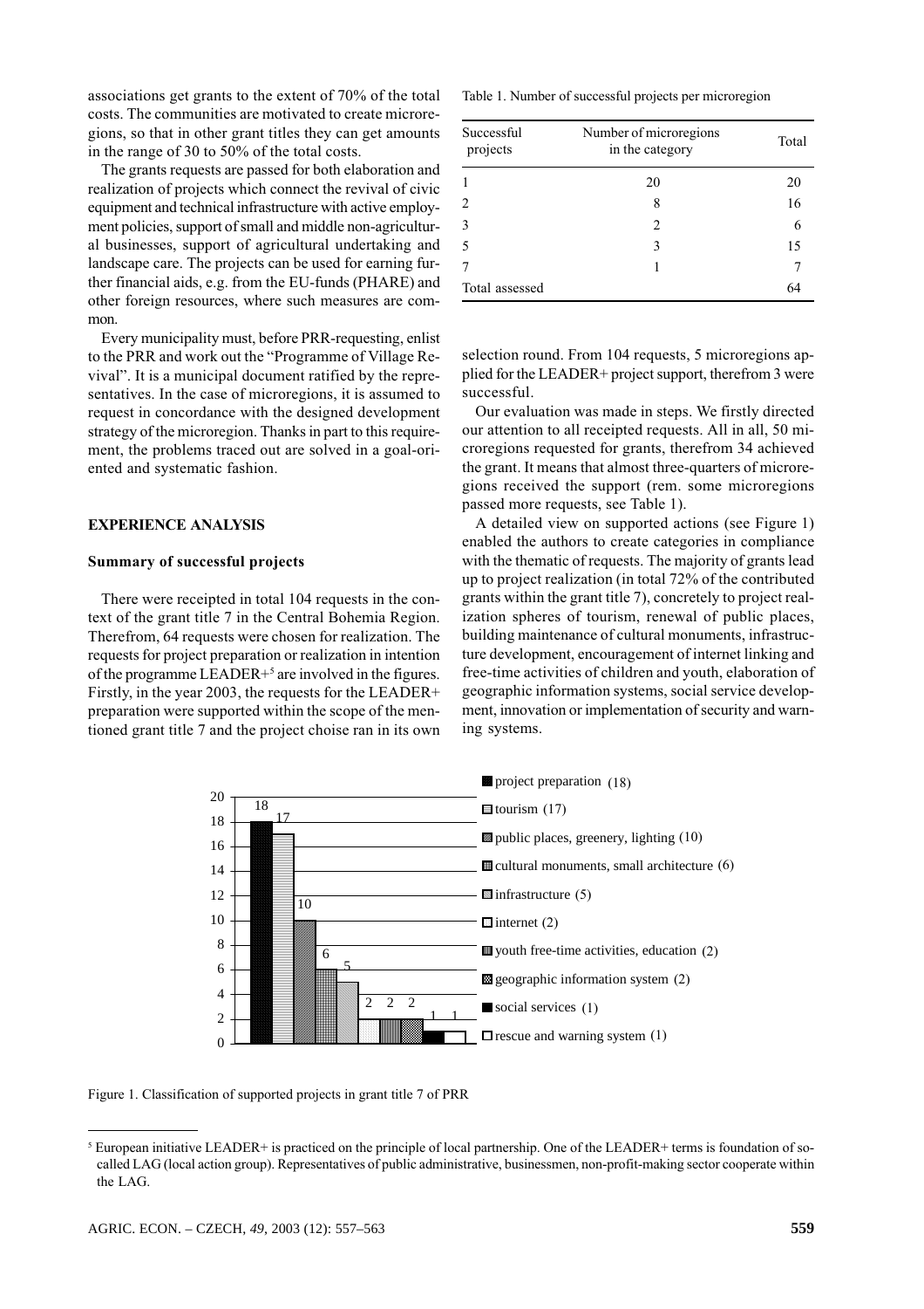associations get grants to the extent of 70% of the total costs. The communities are motivated to create microregions, so that in other grant titles they can get amounts in the range of 30 to 50% of the total costs.

The grants requests are passed for both elaboration and realization of projects which connect the revival of civic equipment and technical infrastructure with active employment policies, support of small and middle non-agricultural businesses, support of agricultural undertaking and landscape care. The projects can be used for earning further financial aids, e.g. from the EU-funds (PHARE) and other foreign resources, where such measures are common.

Every municipality must, before PRR-requesting, enlist to the PRR and work out the "Programme of Village Revival". It is a municipal document ratified by the representatives. In the case of microregions, it is assumed to request in concordance with the designed development strategy of the microregion. Thanks in part to this requirement, the problems traced out are solved in a goal-oriented and systematic fashion.

## EXPERIENCE ANALYSIS

### Summary of successful projects

There were receipted in total 104 requests in the context of the grant title 7 in the Central Bohemia Region. Therefrom, 64 requests were chosen for realization. The requests for project preparation or realization in intention of the programme LEADER+[5] are involved in the figures. Firstly, in the year 2003, the requests for the LEADER+ preparation were supported within the scope of the mentioned grant title 7 and the project choise ran in its own selection round. From 104 requests, 5 microregions applied for the LEADER+ project support, therefrom 3 were successful.

Table 1. Number of successful projects per microregion

| Successful projects | Number of microregions in the category | Total |
|---|---|---|
| 1 | 20 | 20 |
| 2 | 8 | 16 |
| 3 | 2 | 6 |
| 5 | 3 | 15 |
| 7 | 1 | 7 |
| Total assessed | | 64 |

Our evaluation was made in steps. We firstly directed our attention to all receipted requests. All in all, 50 microregions requested for grants, therefrom 34 achieved the grant. It means that almost three-quarters of microregions received the support (rem. some microregions passed more requests, see Table 1).

A detailed view on supported actions (see Figure 1) enabled the authors to create categories in compliance with the thematic of requests. The majority of grants lead up to project realization (in total 72% of the contributed grants within the grant title 7), concretely to project realization spheres of tourism, renewal of public places, building maintenance of cultural monuments, infrastructure development, encouragement of internet linking and free-time activities of children and youth, elaboration of geographic information systems, social service development, innovation or implementation of security and warning systems.

| Category | Number |
|---|---|
| project preparation | 18 |
| tourism | 17 |
| public places, greenery, lighting | 10 |
| cultural monuments, small architecture | 6 |
| infrastructure | 5 |
| internet | 2 |
| youth free-time activities, education | 2 |
| geographic information system | 2 |
| social services | 1 |
| rescue and warning system | 1 |

Figure 1. Classification of supported projects in grant title 7 of PRR

[5] European initiative LEADER+ is practiced on the principle of local partnership. One of the LEADER+ terms is foundation of so-called LAG (local action group). Representatives of public administrative, businessmen, non-profit-making sector cooperate within the LAG.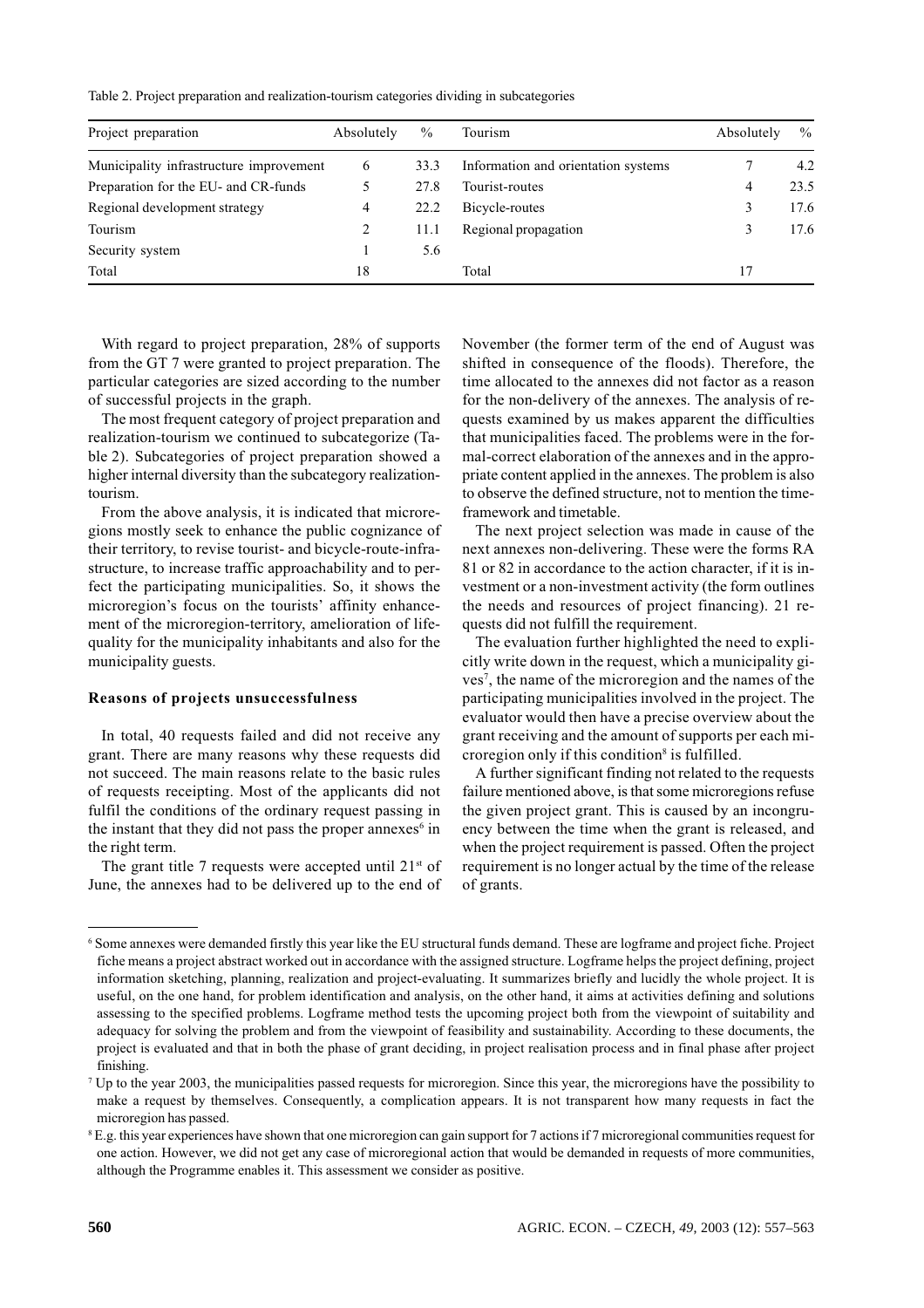Table 2. Project preparation and realization-tourism categories dividing in subcategories

| Project preparation | Absolutely | % | Tourism | Absolutely | % |
|---|---|---|---|---|---|
| Municipality infrastructure improvement | 6 | 33.3 | Information and orientation systems | 7 | 4.2 |
| Preparation for the EU- and CR-funds | 5 | 27.8 | Tourist-routes | 4 | 23.5 |
| Regional development strategy | 4 | 22.2 | Bicycle-routes | 3 | 17.6 |
| Tourism | 2 | 11.1 | Regional propagation | 3 | 17.6 |
| Security system | 1 | 5.6 | | | |
| Total | 18 | | Total | 17 | |

With regard to project preparation, 28% of supports from the GT 7 were granted to project preparation. The particular categories are sized according to the number of successful projects in the graph.

The most frequent category of project preparation and realization-tourism we continued to subcategorize (Table 2). Subcategories of project preparation showed a higher internal diversity than the subcategory realization-tourism.

From the above analysis, it is indicated that microregions mostly seek to enhance the public cognizance of their territory, to revise tourist- and bicycle-route-infrastructure, to increase traffic approachability and to perfect the participating municipalities. So, it shows the microregion's focus on the tourists' affinity enhancement of the microregion-territory, amelioration of life-quality for the municipality inhabitants and also for the municipality guests.

### Reasons of projects unsuccessfulness

In total, 40 requests failed and did not receive any grant. There are many reasons why these requests did not succeed. The main reasons relate to the basic rules of requests receipting. Most of the applicants did not fulfil the conditions of the ordinary request passing in the instant that they did not pass the proper annexes[6] in the right term.

The grant title 7 requests were accepted until 21st of June, the annexes had to be delivered up to the end of November (the former term of the end of August was shifted in consequence of the floods). Therefore, the time allocated to the annexes did not factor as a reason for the non-delivery of the annexes. The analysis of requests examined by us makes apparent the difficulties that municipalities faced. The problems were in the formal-correct elaboration of the annexes and in the appropriate content applied in the annexes. The problem is also to observe the defined structure, not to mention the time-framework and timetable.

The next project selection was made in cause of the next annexes non-delivering. These were the forms RA 81 or 82 in accordance to the action character, if it is investment or a non-investment activity (the form outlines the needs and resources of project financing). 21 requests did not fulfill the requirement.

The evaluation further highlighted the need to explicitly write down in the request, which a municipality gives[7], the name of the microregion and the names of the participating municipalities involved in the project. The evaluator would then have a precise overview about the grant receiving and the amount of supports per each microregion only if this condition[8] is fulfilled.

A further significant finding not related to the requests failure mentioned above, is that some microregions refuse the given project grant. This is caused by an incongruency between the time when the grant is released, and when the project requirement is passed. Often the project requirement is no longer actual by the time of the release of grants.

---

[6] Some annexes were demanded firstly this year like the EU structural funds demand. These are logframe and project fiche. Project fiche means a project abstract worked out in accordance with the assigned structure. Logframe helps the project defining, project information sketching, planning, realization and project-evaluating. It summarizes briefly and lucidly the whole project. It is useful, on the one hand, for problem identification and analysis, on the other hand, it aims at activities defining and solutions assessing to the specified problems. Logframe method tests the upcoming project both from the viewpoint of suitability and adequacy for solving the problem and from the viewpoint of feasibility and sustainability. According to these documents, the project is evaluated and that in both the phase of grant deciding, in project realisation process and in final phase after project finishing.

[7] Up to the year 2003, the municipalities passed requests for microregion. Since this year, the microregions have the possibility to make a request by themselves. Consequently, a complication appears. It is not transparent how many requests in fact the microregion has passed.

[8] E.g. this year experiences have shown that one microregion can gain support for 7 actions if 7 microregional communities request for one action. However, we did not get any case of microregional action that would be demanded in requests of more communities, although the Programme enables it. This assessment we consider as positive.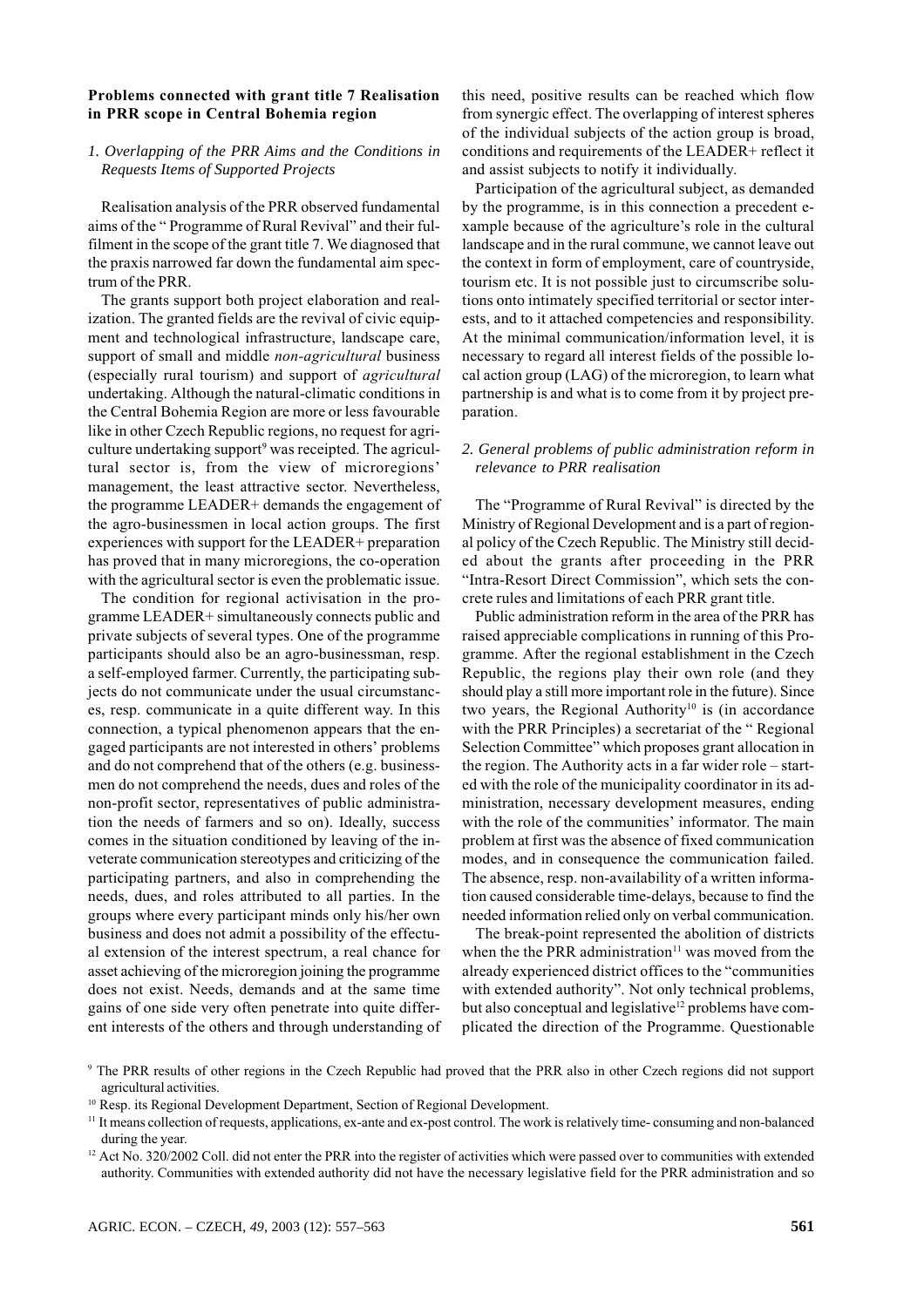**Problems connected with grant title 7 Realisation in PRR scope in Central Bohemia region**

*1. Overlapping of the PRR Aims and the Conditions in Requests Items of Supported Projects*

Realisation analysis of the PRR observed fundamental aims of the " Programme of Rural Revival" and their fulfilment in the scope of the grant title 7. We diagnosed that the praxis narrowed far down the fundamental aim spectrum of the PRR.

The grants support both project elaboration and realization. The granted fields are the revival of civic equipment and technological infrastructure, landscape care, support of small and middle *non-agricultural* business (especially rural tourism) and support of *agricultural* undertaking. Although the natural-climatic conditions in the Central Bohemia Region are more or less favourable like in other Czech Republic regions, no request for agriculture undertaking support[9] was receipted. The agricultural sector is, from the view of microregions' management, the least attractive sector. Nevertheless, the programme LEADER+ demands the engagement of the agro-businessmen in local action groups. The first experiences with support for the LEADER+ preparation has proved that in many microregions, the co-operation with the agricultural sector is even the problematic issue.

The condition for regional activisation in the programme LEADER+ simultaneously connects public and private subjects of several types. One of the programme participants should also be an agro-businessman, resp. a self-employed farmer. Currently, the participating subjects do not communicate under the usual circumstances, resp. communicate in a quite different way. In this connection, a typical phenomenon appears that the engaged participants are not interested in others' problems and do not comprehend that of the others (e.g. businessmen do not comprehend the needs, dues and roles of the non-profit sector, representatives of public administration the needs of farmers and so on). Ideally, success comes in the situation conditioned by leaving of the inveterate communication stereotypes and criticizing of the participating partners, and also in comprehending the needs, dues, and roles attributed to all parties. In the groups where every participant minds only his/her own business and does not admit a possibility of the effectual extension of the interest spectrum, a real chance for asset achieving of the microregion joining the programme does not exist. Needs, demands and at the same time gains of one side very often penetrate into quite different interests of the others and through understanding of this need, positive results can be reached which flow from synergic effect. The overlapping of interest spheres of the individual subjects of the action group is broad, conditions and requirements of the LEADER+ reflect it and assist subjects to notify it individually.

Participation of the agricultural subject, as demanded by the programme, is in this connection a precedent example because of the agriculture's role in the cultural landscape and in the rural commune, we cannot leave out the context in form of employment, care of countryside, tourism etc. It is not possible just to circumscribe solutions onto intimately specified territorial or sector interests, and to it attached competencies and responsibility. At the minimal communication/information level, it is necessary to regard all interest fields of the possible local action group (LAG) of the microregion, to learn what partnership is and what is to come from it by project preparation.

*2. General problems of public administration reform in relevance to PRR realisation*

The "Programme of Rural Revival" is directed by the Ministry of Regional Development and is a part of regional policy of the Czech Republic. The Ministry still decided about the grants after proceeding in the PRR "Intra-Resort Direct Commission", which sets the concrete rules and limitations of each PRR grant title.

Public administration reform in the area of the PRR has raised appreciable complications in running of this Programme. After the regional establishment in the Czech Republic, the regions play their own role (and they should play a still more important role in the future). Since two years, the Regional Authority[10] is (in accordance with the PRR Principles) a secretariat of the " Regional Selection Committee" which proposes grant allocation in the region. The Authority acts in a far wider role – started with the role of the municipality coordinator in its administration, necessary development measures, ending with the role of the communities' informator. The main problem at first was the absence of fixed communication modes, and in consequence the communication failed. The absence, resp. non-availability of a written information caused considerable time-delays, because to find the needed information relied only on verbal communication.

The break-point represented the abolition of districts when the PRR administration[11] was moved from the already experienced district offices to the "communities with extended authority". Not only technical problems, but also conceptual and legislative[12] problems have complicated the direction of the Programme. Questionable

[9] The PRR results of other regions in the Czech Republic had proved that the PRR also in other Czech regions did not support agricultural activities.

[10] Resp. its Regional Development Department, Section of Regional Development.

[11] It means collection of requests, applications, ex-ante and ex-post control. The work is relatively time- consuming and non-balanced during the year.

[12] Act No. 320/2002 Coll. did not enter the PRR into the register of activities which were passed over to communities with extended authority. Communities with extended authority did not have the necessary legislative field for the PRR administration and so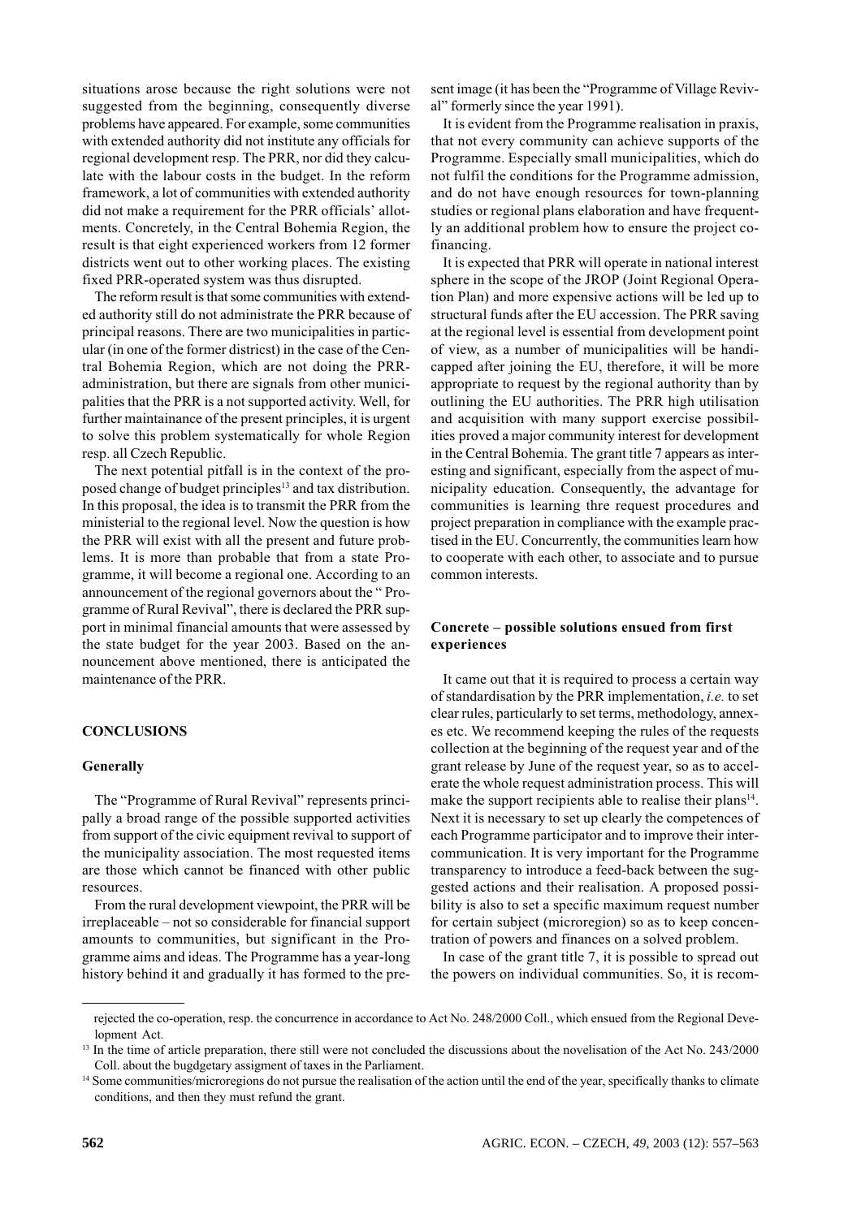situations arose because the right solutions were not suggested from the beginning, consequently diverse problems have appeared. For example, some communities with extended authority did not institute any officials for regional development resp. The PRR, nor did they calculate with the labour costs in the budget. In the reform framework, a lot of communities with extended authority did not make a requirement for the PRR officials' allotments. Concretely, in the Central Bohemia Region, the result is that eight experienced workers from 12 former districts went out to other working places. The existing fixed PRR-operated system was thus disrupted.

The reform result is that some communities with extended authority still do not administrate the PRR because of principal reasons. There are two municipalities in particular (in one of the former districst) in the case of the Central Bohemia Region, which are not doing the PRR-administration, but there are signals from other municipalities that the PRR is a not supported activity. Well, for further maintainance of the present principles, it is urgent to solve this problem systematically for whole Region resp. all Czech Republic.

The next potential pitfall is in the context of the proposed change of budget principles[13] and tax distribution. In this proposal, the idea is to transmit the PRR from the ministerial to the regional level. Now the question is how the PRR will exist with all the present and future problems. It is more than probable that from a state Programme, it will become a regional one. According to an announcement of the regional governors about the " Programme of Rural Revival", there is declared the PRR support in minimal financial amounts that were assessed by the state budget for the year 2003. Based on the announcement above mentioned, there is anticipated the maintenance of the PRR.

## CONCLUSIONS

### Generally

The "Programme of Rural Revival" represents principally a broad range of the possible supported activities from support of the civic equipment revival to support of the municipality association. The most requested items are those which cannot be financed with other public resources.

From the rural development viewpoint, the PRR will be irreplaceable – not so considerable for financial support amounts to communities, but significant in the Programme aims and ideas. The Programme has a year-long history behind it and gradually it has formed to the present image (it has been the "Programme of Village Revival" formerly since the year 1991).

It is evident from the Programme realisation in praxis, that not every community can achieve supports of the Programme. Especially small municipalities, which do not fulfil the conditions for the Programme admission, and do not have enough resources for town-planning studies or regional plans elaboration and have frequently an additional problem how to ensure the project co-financing.

It is expected that PRR will operate in national interest sphere in the scope of the JROP (Joint Regional Operation Plan) and more expensive actions will be led up to structural funds after the EU accession. The PRR saving at the regional level is essential from development point of view, as a number of municipalities will be handicapped after joining the EU, therefore, it will be more appropriate to request by the regional authority than by outlining the EU authorities. The PRR high utilisation and acquisition with many support exercise possibilities proved a major community interest for development in the Central Bohemia. The grant title 7 appears as interesting and significant, especially from the aspect of municipality education. Consequently, the advantage for communities is learning thre request procedures and project preparation in compliance with the example practised in the EU. Concurrently, the communities learn how to cooperate with each other, to associate and to pursue common interests.

### Concrete – possible solutions ensued from first experiences

It came out that it is required to process a certain way of standardisation by the PRR implementation, *i.e.* to set clear rules, particularly to set terms, methodology, annexes etc. We recommend keeping the rules of the requests collection at the beginning of the request year and of the grant release by June of the request year, so as to accelerate the whole request administration process. This will make the support recipients able to realise their plans[14]. Next it is necessary to set up clearly the competences of each Programme participator and to improve their intercommunication. It is very important for the Programme transparency to introduce a feed-back between the suggested actions and their realisation. A proposed possibility is also to set a specific maximum request number for certain subject (microregion) so as to keep concentration of powers and finances on a solved problem.

In case of the grant title 7, it is possible to spread out the powers on individual communities. So, it is recom-

---

rejected the co-operation, resp. the concurrence in accordance to Act No. 248/2000 Coll., which ensued from the Regional Development Act.

[13] In the time of article preparation, there still were not concluded the discussions about the novelisation of the Act No. 243/2000 Coll. about the bugdgetary assigment of taxes in the Parliament.

[14] Some communities/microregions do not pursue the realisation of the action until the end of the year, specifically thanks to climate conditions, and then they must refund the grant.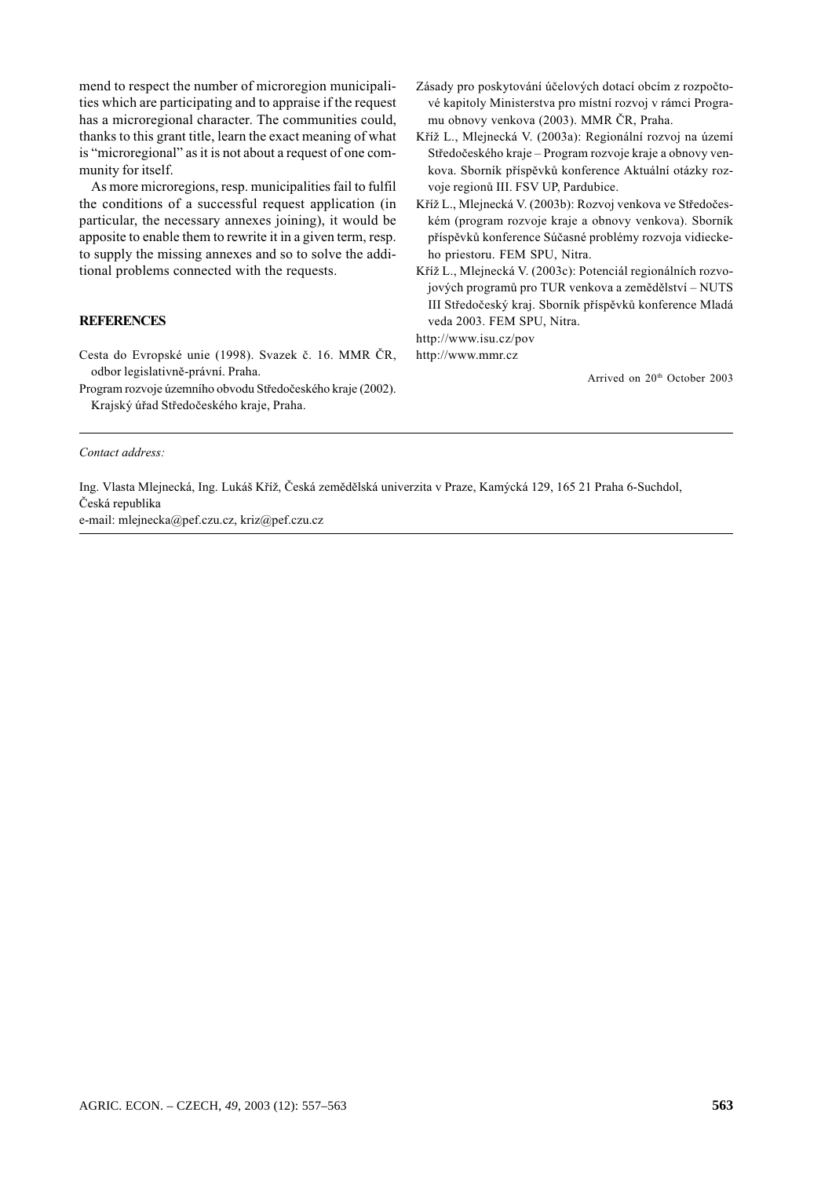mend to respect the number of microregion municipalities which are participating and to appraise if the request has a microregional character. The communities could, thanks to this grant title, learn the exact meaning of what is "microregional" as it is not about a request of one community for itself.

As more microregions, resp. municipalities fail to fulfil the conditions of a successful request application (in particular, the necessary annexes joining), it would be apposite to enable them to rewrite it in a given term, resp. to supply the missing annexes and so to solve the additional problems connected with the requests.

## REFERENCES

Cesta do Evropské unie (1998). Svazek č. 16. MMR ČR, odbor legislativně-právní. Praha.

Program rozvoje územního obvodu Středočeského kraje (2002). Krajský úřad Středočeského kraje, Praha.

Zásady pro poskytování účelových dotací obcím z rozpočtové kapitoly Ministerstva pro místní rozvoj v rámci Programu obnovy venkova (2003). MMR ČR, Praha.

Kříž L., Mlejnecká V. (2003a): Regionální rozvoj na území Středočeského kraje – Program rozvoje kraje a obnovy venkova. Sborník příspěvků konference Aktuální otázky rozvoje regionů III. FSV UP, Pardubice.

Kříž L., Mlejnecká V. (2003b): Rozvoj venkova ve Středočeském (program rozvoje kraje a obnovy venkova). Sborník příspěvků konference Súčasné problémy rozvoja vidieckeho priestoru. FEM SPU, Nitra.

Kříž L., Mlejnecká V. (2003c): Potenciál regionálních rozvojových programů pro TUR venkova a zemědělství – NUTS III Středočeský kraj. Sborník příspěvků konference Mladá veda 2003. FEM SPU, Nitra.

http://www.isu.cz/pov

http://www.mmr.cz

Arrived on 20th October 2003

*Contact address:*

Ing. Vlasta Mlejnecká, Ing. Lukáš Kříž, Česká zemědělská univerzita v Praze, Kamýcká 129, 165 21 Praha 6-Suchdol, Česká republika
e-mail: mlejnecka@pef.czu.cz, kriz@pef.czu.cz